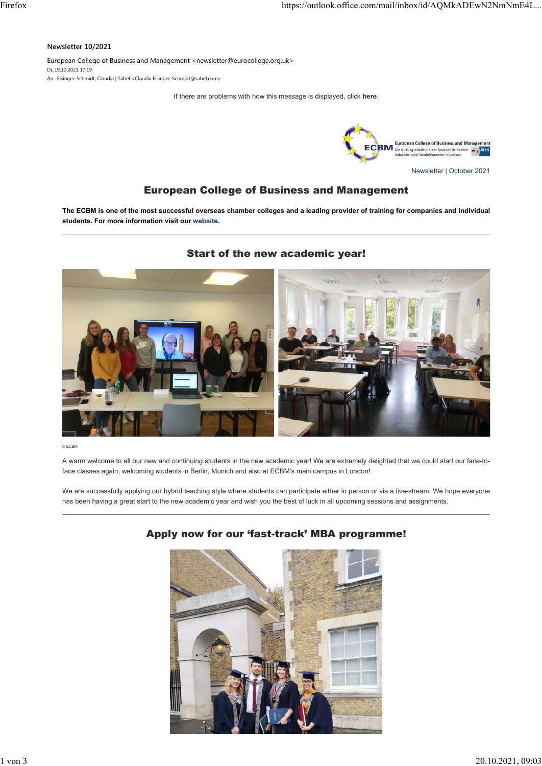**Newsletter 10/2021**

European College of Business and Management <newsletter@eurocollege.org.uk>
Di, 19.10.2021 17:19
An: Eisinger-Schmidt, Claudia | Sabel <Claudia.Eisinger-Schmidt@sabel.com>

If there are problems with how this message is displayed, click **here**.

Newsletter | October 2021

# European College of Business and Management

**The ECBM is one of the most successful overseas chamber colleges and a leading provider of training for companies and individual students. For more information visit our website.**

---

## Start of the new academic year!

© ECBM

A warm welcome to all our new and continuing students in the new academic year! We are extremely delighted that we could start our face-to-face classes again, welcoming students in Berlin, Munich and also at ECBM's main campus in London!

We are successfully applying our hybrid teaching style where students can participate either in person or via a live-stream. We hope everyone has been having a great start to the new academic year and wish you the best of luck in all upcoming sessions and assignments.

---

## Apply now for our 'fast-track' MBA programme!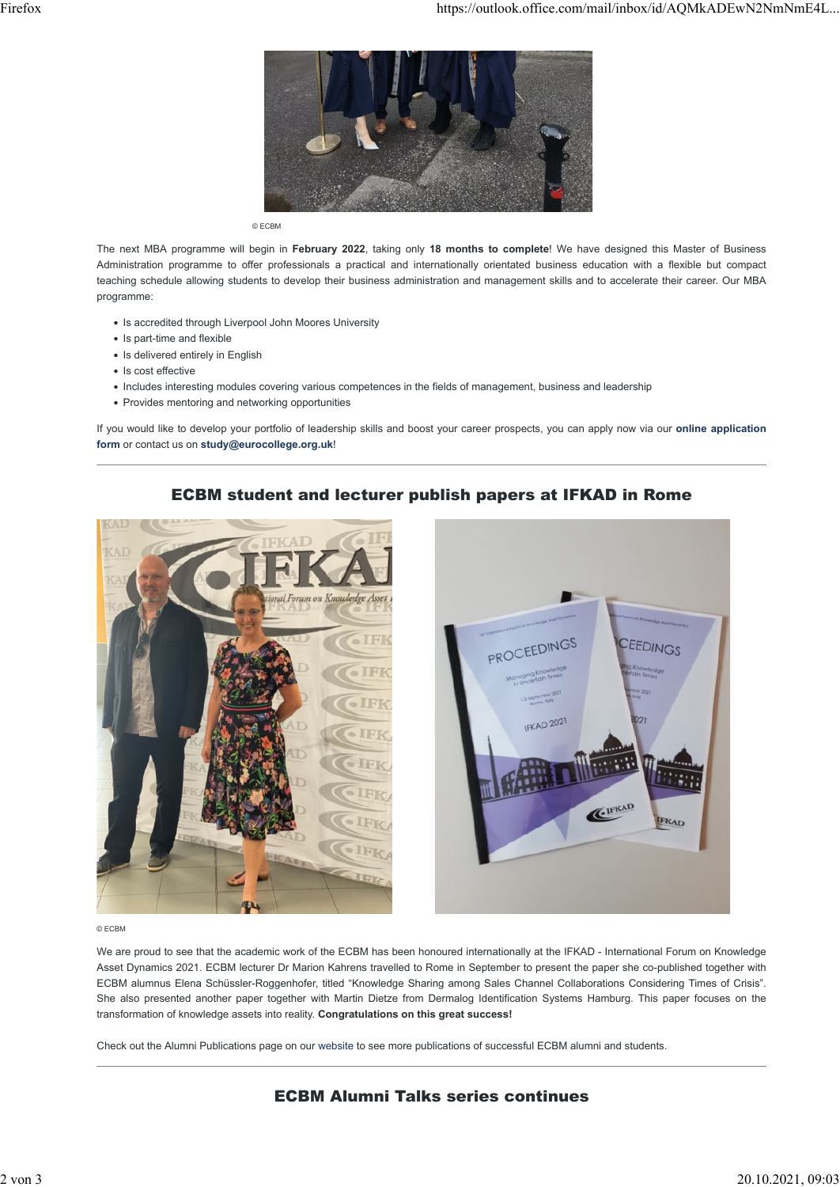© ECBM

The next MBA programme will begin in **February 2022**, taking only **18 months to complete**! We have designed this Master of Business Administration programme to offer professionals a practical and internationally orientated business education with a flexible but compact teaching schedule allowing students to develop their business administration and management skills and to accelerate their career. Our MBA programme:

- Is accredited through Liverpool John Moores University
- Is part-time and flexible
- Is delivered entirely in English
- Is cost effective
- Includes interesting modules covering various competences in the fields of management, business and leadership
- Provides mentoring and networking opportunities

If you would like to develop your portfolio of leadership skills and boost your career prospects, you can apply now via our **online application form** or contact us on **study@eurocollege.org.uk**!

---

## ECBM student and lecturer publish papers at IFKAD in Rome

© ECBM

We are proud to see that the academic work of the ECBM has been honoured internationally at the IFKAD - International Forum on Knowledge Asset Dynamics 2021. ECBM lecturer Dr Marion Kahrens travelled to Rome in September to present the paper she co-published together with ECBM alumnus Elena Schüssler-Roggenhofer, titled "Knowledge Sharing among Sales Channel Collaborations Considering Times of Crisis". She also presented another paper together with Martin Dietze from Dermalog Identification Systems Hamburg. This paper focuses on the transformation of knowledge assets into reality. **Congratulations on this great success!**

Check out the Alumni Publications page on our website to see more publications of successful ECBM alumni and students.

---

## ECBM Alumni Talks series continues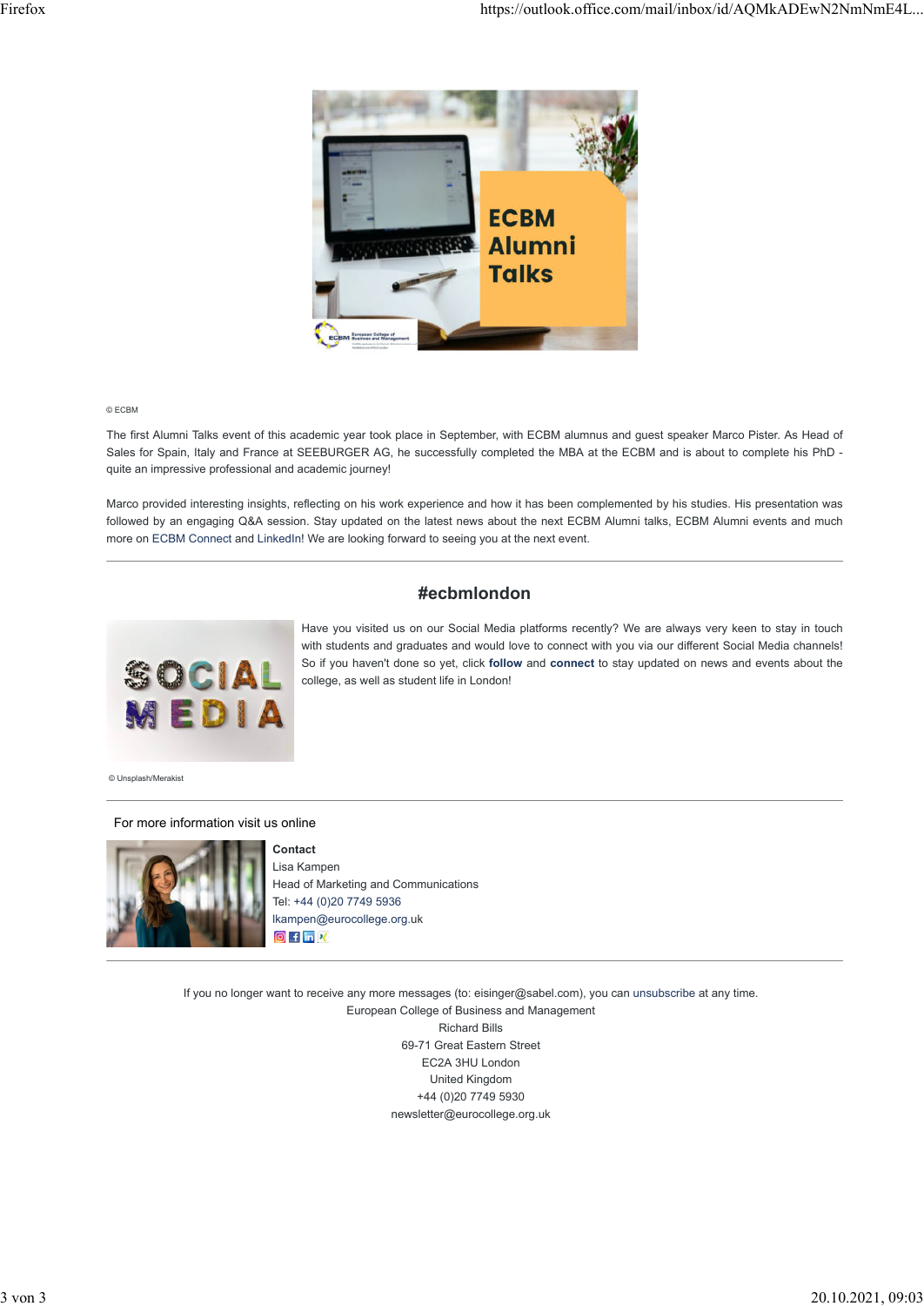© ECBM

The first Alumni Talks event of this academic year took place in September, with ECBM alumnus and guest speaker Marco Pister. As Head of Sales for Spain, Italy and France at SEEBURGER AG, he successfully completed the MBA at the ECBM and is about to complete his PhD - quite an impressive professional and academic journey!

Marco provided interesting insights, reflecting on his work experience and how it has been complemented by his studies. His presentation was followed by an engaging Q&A session. Stay updated on the latest news about the next ECBM Alumni talks, ECBM Alumni events and much more on ECBM Connect and LinkedIn! We are looking forward to seeing you at the next event.

---

## #ecbmlondon

Have you visited us on our Social Media platforms recently? We are always very keen to stay in touch with students and graduates and would love to connect with you via our different Social Media channels! So if you haven't done so yet, click **follow** and **connect** to stay updated on news and events about the college, as well as student life in London!

© Unsplash/Merakist

---

For more information visit us online

**Contact**
Lisa Kampen
Head of Marketing and Communications
Tel: +44 (0)20 7749 5936
lkampen@eurocollege.org.uk

---

If you no longer want to receive any more messages (to: eisinger@sabel.com), you can unsubscribe at any time.
European College of Business and Management
Richard Bills
69-71 Great Eastern Street
EC2A 3HU London
United Kingdom
+44 (0)20 7749 5930
newsletter@eurocollege.org.uk